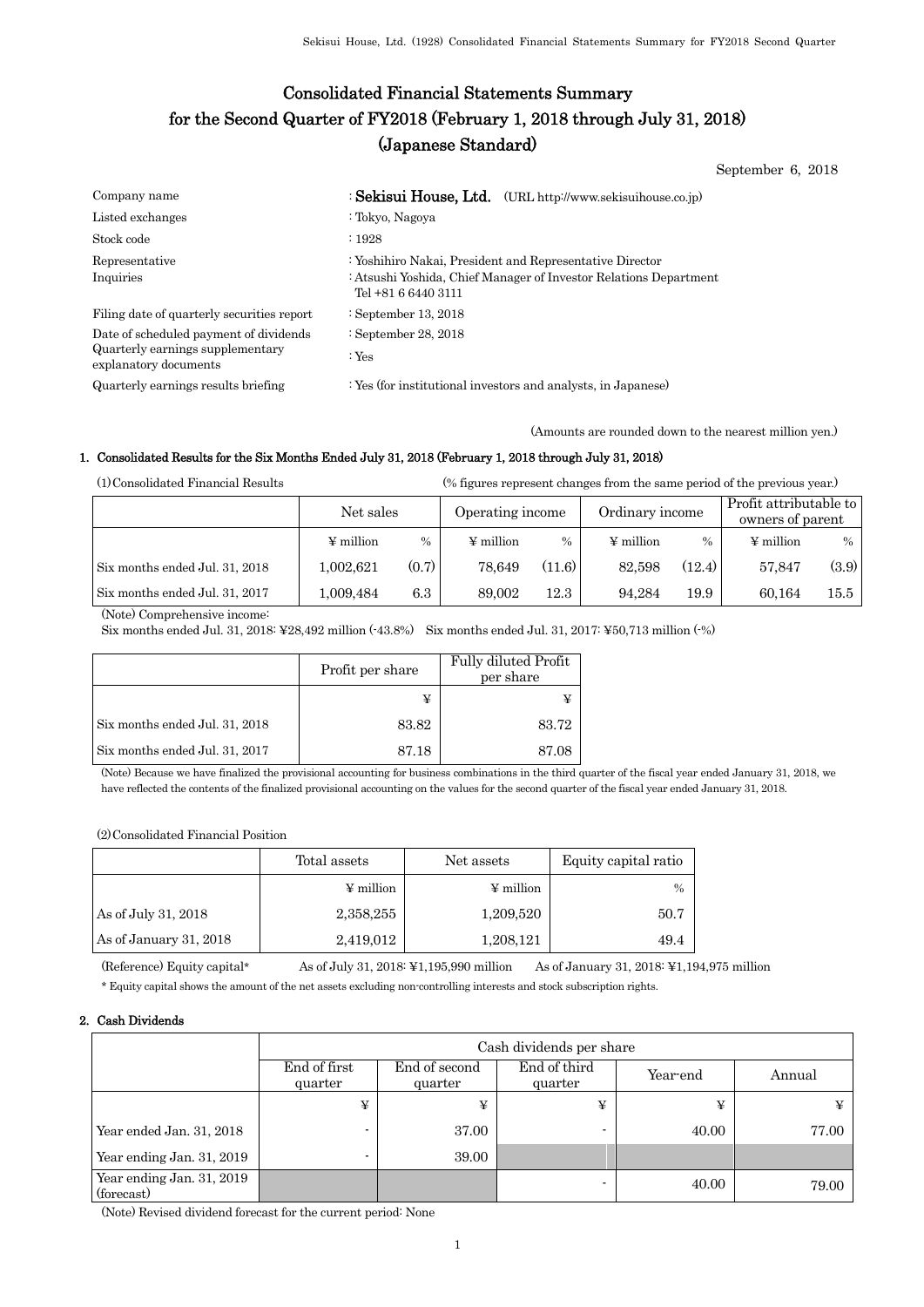# Consolidated Financial Statements Summary for the Second Quarter of FY2018 (February 1, 2018 through July 31, 2018) (Japanese Standard)

September 6, 2018

| | |
|---|---|
| Company name | : **Sekisui House, Ltd.** (URL http://www.sekisuihouse.co.jp) |
| Listed exchanges | : Tokyo, Nagoya |
| Stock code | : 1928 |
| Representative | : Yoshihiro Nakai, President and Representative Director |
| Inquiries | : Atsushi Yoshida, Chief Manager of Investor Relations Department Tel +81 6 6440 3111 |
| Filing date of quarterly securities report | : September 13, 2018 |
| Date of scheduled payment of dividends | : September 28, 2018 |
| Quarterly earnings supplementary explanatory documents | : Yes |
| Quarterly earnings results briefing | : Yes (for institutional investors and analysts, in Japanese) |

(Amounts are rounded down to the nearest million yen.)

## 1. Consolidated Results for the Six Months Ended July 31, 2018 (February 1, 2018 through July 31, 2018)

(1) Consolidated Financial Results (% figures represent changes from the same period of the previous year.)

| | Net sales | | Operating income | | Ordinary income | | Profit attributable to owners of parent | |
|---|---|---|---|---|---|---|---|---|
| | ¥ million | % | ¥ million | % | ¥ million | % | ¥ million | % |
| Six months ended Jul. 31, 2018 | 1,002,621 | (0.7) | 78,649 | (11.6) | 82,598 | (12.4) | 57,847 | (3.9) |
| Six months ended Jul. 31, 2017 | 1,009,484 | 6.3 | 89,002 | 12.3 | 94,284 | 19.9 | 60,164 | 15.5 |

(Note) Comprehensive income:
Six months ended Jul. 31, 2018: ¥28,492 million (-43.8%) Six months ended Jul. 31, 2017: ¥50,713 million (-%)

| | Profit per share | Fully diluted Profit per share |
|---|---|---|
| | ¥ | ¥ |
| Six months ended Jul. 31, 2018 | 83.82 | 83.72 |
| Six months ended Jul. 31, 2017 | 87.18 | 87.08 |

(Note) Because we have finalized the provisional accounting for business combinations in the third quarter of the fiscal year ended January 31, 2018, we have reflected the contents of the finalized provisional accounting on the values for the second quarter of the fiscal year ended January 31, 2018.

(2) Consolidated Financial Position

| | Total assets | Net assets | Equity capital ratio |
|---|---|---|---|
| | ¥ million | ¥ million | % |
| As of July 31, 2018 | 2,358,255 | 1,209,520 | 50.7 |
| As of January 31, 2018 | 2,419,012 | 1,208,121 | 49.4 |

(Reference) Equity capital* As of July 31, 2018: ¥1,195,990 million As of January 31, 2018: ¥1,194,975 million

\* Equity capital shows the amount of the net assets excluding non-controlling interests and stock subscription rights.

## 2. Cash Dividends

| | Cash dividends per share | | | | |
|---|---|---|---|---|---|
| | End of first quarter | End of second quarter | End of third quarter | Year-end | Annual |
| | ¥ | ¥ | ¥ | ¥ | ¥ |
| Year ended Jan. 31, 2018 | - | 37.00 | - | 40.00 | 77.00 |
| Year ending Jan. 31, 2019 | - | 39.00 | | | |
| Year ending Jan. 31, 2019 (forecast) | | | - | 40.00 | 79.00 |

(Note) Revised dividend forecast for the current period: None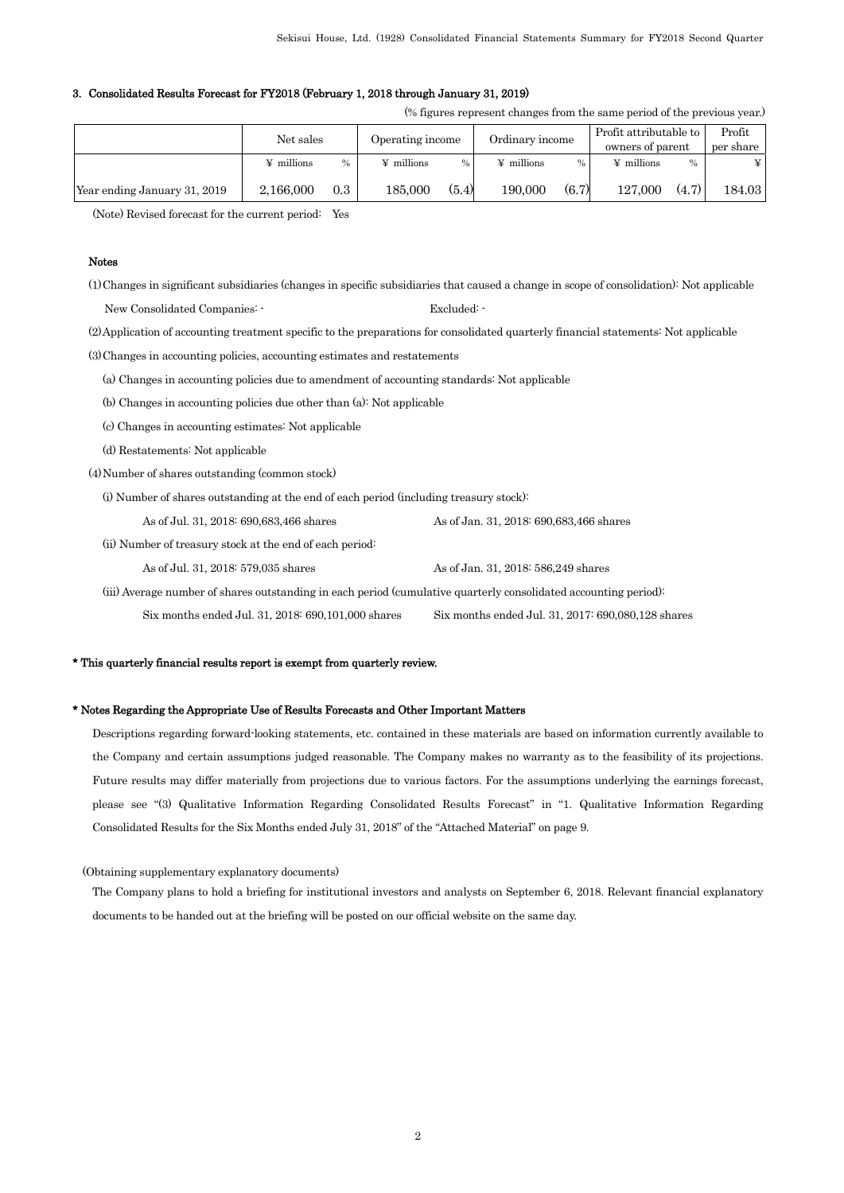### 3. Consolidated Results Forecast for FY2018 (February 1, 2018 through January 31, 2019)

(% figures represent changes from the same period of the previous year.)

| | Net sales | | Operating income | | Ordinary income | | Profit attributable to owners of parent | | Profit per share |
|---|---|---|---|---|---|---|---|---|---|
| | ¥ millions | % | ¥ millions | % | ¥ millions | % | ¥ millions | % | ¥ |
| Year ending January 31, 2019 | 2,166,000 | 0.3 | 185,000 | (5.4) | 190,000 | (6.7) | 127,000 | (4.7) | 184.03 |

(Note) Revised forecast for the current period: Yes

**Notes**

(1) Changes in significant subsidiaries (changes in specific subsidiaries that caused a change in scope of consolidation): Not applicable

New Consolidated Companies: - Excluded: -

(2) Application of accounting treatment specific to the preparations for consolidated quarterly financial statements: Not applicable

(3) Changes in accounting policies, accounting estimates and restatements

(a) Changes in accounting policies due to amendment of accounting standards: Not applicable

(b) Changes in accounting policies due other than (a): Not applicable

(c) Changes in accounting estimates: Not applicable

(d) Restatements: Not applicable

(4) Number of shares outstanding (common stock)

(i) Number of shares outstanding at the end of each period (including treasury stock):

As of Jul. 31, 2018: 690,683,466 shares As of Jan. 31, 2018: 690,683,466 shares

(ii) Number of treasury stock at the end of each period:

As of Jul. 31, 2018: 579,035 shares As of Jan. 31, 2018: 586,249 shares

(iii) Average number of shares outstanding in each period (cumulative quarterly consolidated accounting period):

Six months ended Jul. 31, 2018: 690,101,000 shares Six months ended Jul. 31, 2017: 690,080,128 shares

**\* This quarterly financial results report is exempt from quarterly review.**

**\* Notes Regarding the Appropriate Use of Results Forecasts and Other Important Matters**

Descriptions regarding forward-looking statements, etc. contained in these materials are based on information currently available to the Company and certain assumptions judged reasonable. The Company makes no warranty as to the feasibility of its projections. Future results may differ materially from projections due to various factors. For the assumptions underlying the earnings forecast, please see "(3) Qualitative Information Regarding Consolidated Results Forecast" in "1. Qualitative Information Regarding Consolidated Results for the Six Months ended July 31, 2018" of the "Attached Material" on page 9.

(Obtaining supplementary explanatory documents)

The Company plans to hold a briefing for institutional investors and analysts on September 6, 2018. Relevant financial explanatory documents to be handed out at the briefing will be posted on our official website on the same day.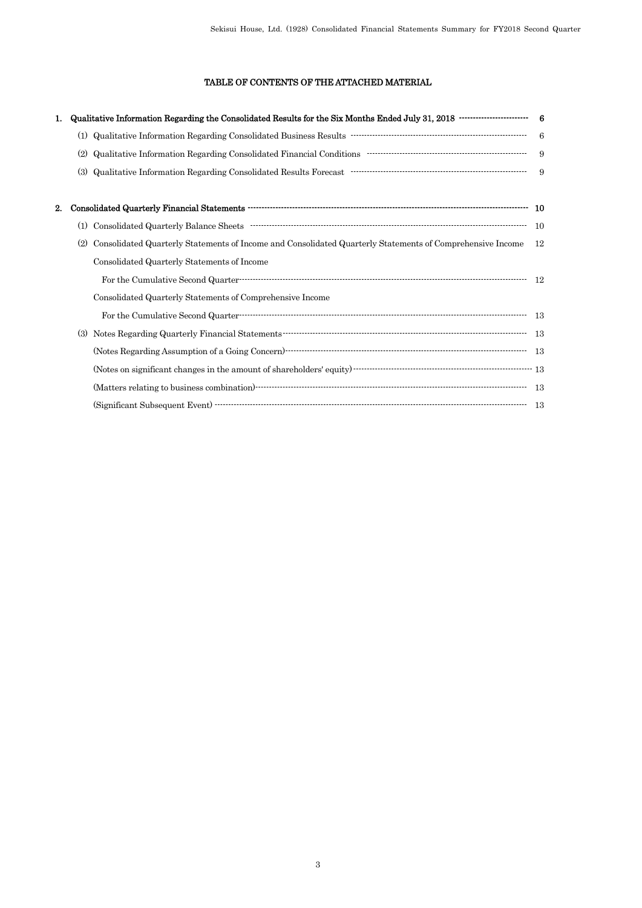# TABLE OF CONTENTS OF THE ATTACHED MATERIAL

**1. Qualitative Information Regarding the Consolidated Results for the Six Months Ended July 31, 2018 ······ 6**

- (1) Qualitative Information Regarding Consolidated Business Results ······ 6
- (2) Qualitative Information Regarding Consolidated Financial Conditions ······ 9
- (3) Qualitative Information Regarding Consolidated Results Forecast ······ 9

**2. Consolidated Quarterly Financial Statements ······ 10**

- (1) Consolidated Quarterly Balance Sheets ······ 10
- (2) Consolidated Quarterly Statements of Income and Consolidated Quarterly Statements of Comprehensive Income 12
  - Consolidated Quarterly Statements of Income
    - For the Cumulative Second Quarter ······ 12
  - Consolidated Quarterly Statements of Comprehensive Income
    - For the Cumulative Second Quarter ······ 13
- (3) Notes Regarding Quarterly Financial Statements ······ 13
  - (Notes Regarding Assumption of a Going Concern) ······ 13
  - (Notes on significant changes in the amount of shareholders' equity) ······ 13
  - (Matters relating to business combination) ······ 13
  - (Significant Subsequent Event) ······ 13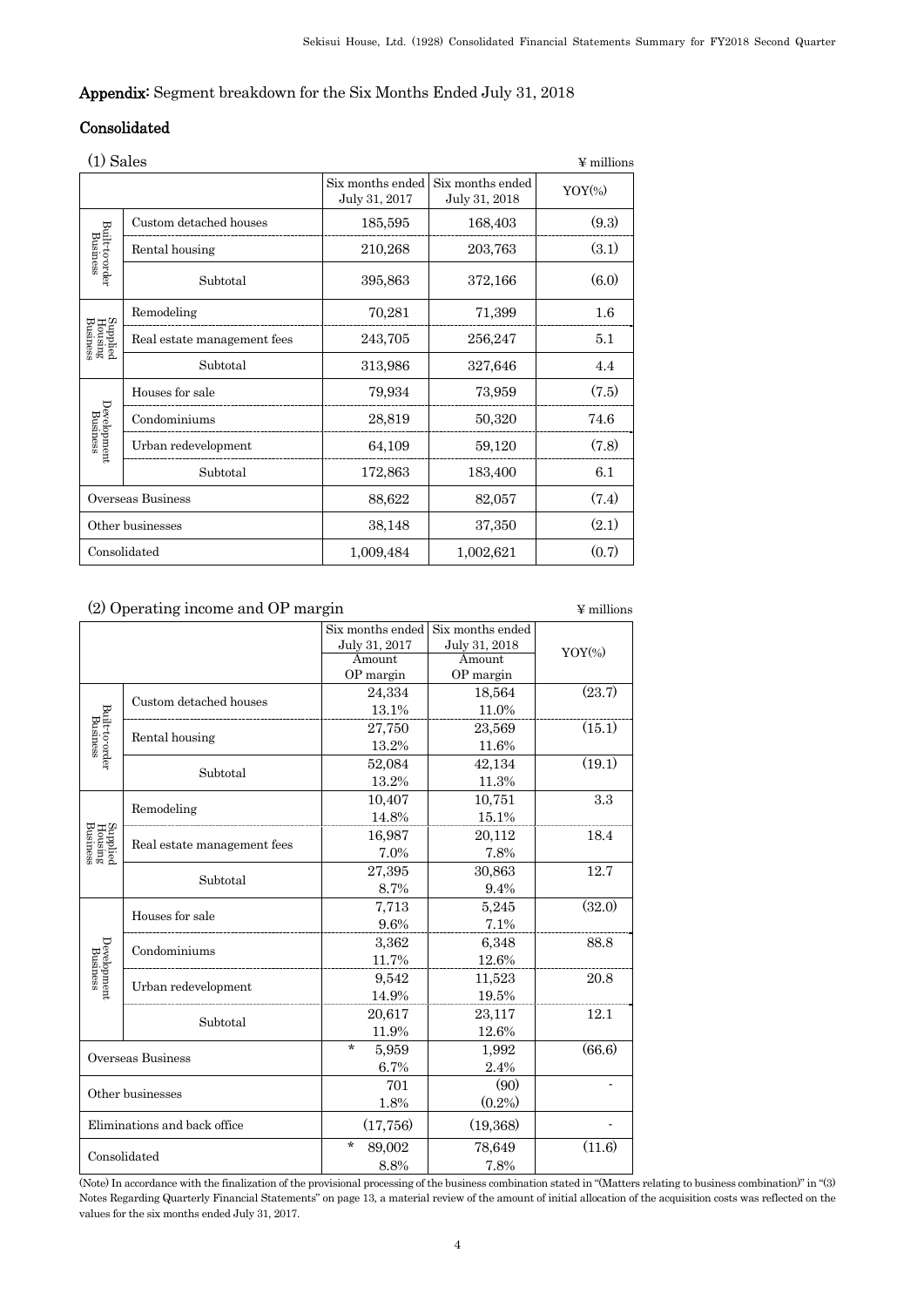## Appendix: Segment breakdown for the Six Months Ended July 31, 2018

### Consolidated

(1) Sales

¥ millions

| | | Six months ended July 31, 2017 | Six months ended July 31, 2018 | YOY(%) |
|---|---|---|---|---|
| Built-to-order Business | Custom detached houses | 185,595 | 168,403 | (9.3) |
| | Rental housing | 210,268 | 203,763 | (3.1) |
| | Subtotal | 395,863 | 372,166 | (6.0) |
| Supplied Housing Business | Remodeling | 70,281 | 71,399 | 1.6 |
| | Real estate management fees | 243,705 | 256,247 | 5.1 |
| | Subtotal | 313,986 | 327,646 | 4.4 |
| Development Business | Houses for sale | 79,934 | 73,959 | (7.5) |
| | Condominiums | 28,819 | 50,320 | 74.6 |
| | Urban redevelopment | 64,109 | 59,120 | (7.8) |
| | Subtotal | 172,863 | 183,400 | 6.1 |
| Overseas Business | | 88,622 | 82,057 | (7.4) |
| Other businesses | | 38,148 | 37,350 | (2.1) |
| Consolidated | | 1,009,484 | 1,002,621 | (0.7) |

(2) Operating income and OP margin

¥ millions

| | | Six months ended July 31, 2017 Amount OP margin | Six months ended July 31, 2018 Amount OP margin | YOY(%) |
|---|---|---|---|---|
| Built-to-order Business | Custom detached houses | 24,334<br>13.1% | 18,564<br>11.0% | (23.7) |
| | Rental housing | 27,750<br>13.2% | 23,569<br>11.6% | (15.1) |
| | Subtotal | 52,084<br>13.2% | 42,134<br>11.3% | (19.1) |
| Supplied Housing Business | Remodeling | 10,407<br>14.8% | 10,751<br>15.1% | 3.3 |
| | Real estate management fees | 16,987<br>7.0% | 20,112<br>7.8% | 18.4 |
| | Subtotal | 27,395<br>8.7% | 30,863<br>9.4% | 12.7 |
| Development Business | Houses for sale | 7,713<br>9.6% | 5,245<br>7.1% | (32.0) |
| | Condominiums | 3,362<br>11.7% | 6,348<br>12.6% | 88.8 |
| | Urban redevelopment | 9,542<br>14.9% | 11,523<br>19.5% | 20.8 |
| | Subtotal | 20,617<br>11.9% | 23,117<br>12.6% | 12.1 |
| Overseas Business | | * 5,959<br>6.7% | 1,992<br>2.4% | (66.6) |
| Other businesses | | 701<br>1.8% | (90)<br>(0.2%) | - |
| Eliminations and back office | | (17,756) | (19,368) | - |
| Consolidated | | * 89,002<br>8.8% | 78,649<br>7.8% | (11.6) |

(Note) In accordance with the finalization of the provisional processing of the business combination stated in "(Matters relating to business combination)" in "(3) Notes Regarding Quarterly Financial Statements" on page 13, a material review of the amount of initial allocation of the acquisition costs was reflected on the values for the six months ended July 31, 2017.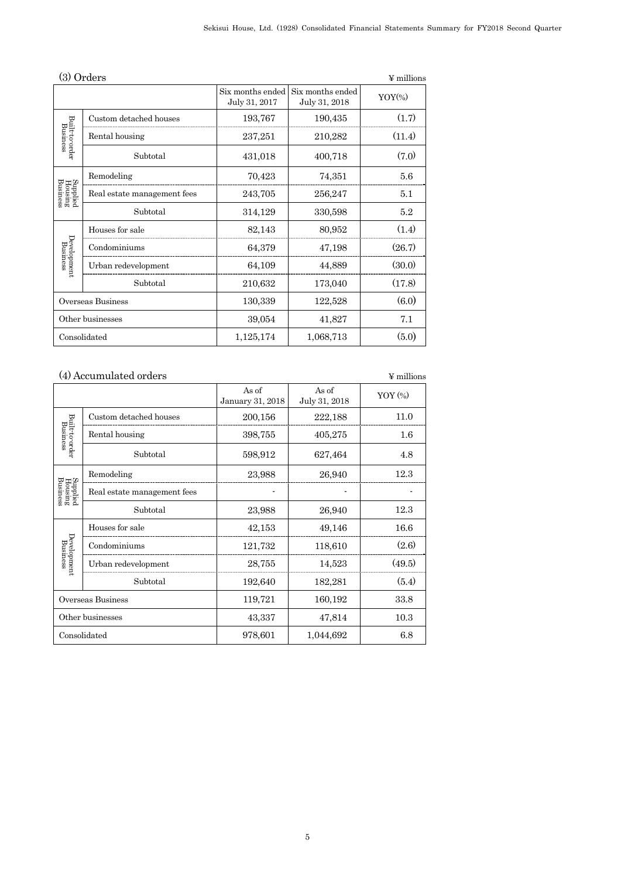### (3) Orders

¥ millions

| | | Six months ended July 31, 2017 | Six months ended July 31, 2018 | YOY(%) |
|---|---|---|---|---|
| Built-to-order Business | Custom detached houses | 193,767 | 190,435 | (1.7) |
| | Rental housing | 237,251 | 210,282 | (11.4) |
| | Subtotal | 431,018 | 400,718 | (7.0) |
| Supplied Housing Business | Remodeling | 70,423 | 74,351 | 5.6 |
| | Real estate management fees | 243,705 | 256,247 | 5.1 |
| | Subtotal | 314,129 | 330,598 | 5.2 |
| Development Business | Houses for sale | 82,143 | 80,952 | (1.4) |
| | Condominiums | 64,379 | 47,198 | (26.7) |
| | Urban redevelopment | 64,109 | 44,889 | (30.0) |
| | Subtotal | 210,632 | 173,040 | (17.8) |
| Overseas Business | | 130,339 | 122,528 | (6.0) |
| Other businesses | | 39,054 | 41,827 | 7.1 |
| Consolidated | | 1,125,174 | 1,068,713 | (5.0) |

### (4) Accumulated orders

¥ millions

| | | As of January 31, 2018 | As of July 31, 2018 | YOY (%) |
|---|---|---|---|---|
| Built-to-order Business | Custom detached houses | 200,156 | 222,188 | 11.0 |
| | Rental housing | 398,755 | 405,275 | 1.6 |
| | Subtotal | 598,912 | 627,464 | 4.8 |
| Supplied Housing Business | Remodeling | 23,988 | 26,940 | 12.3 |
| | Real estate management fees | - | - | - |
| | Subtotal | 23,988 | 26,940 | 12.3 |
| Development Business | Houses for sale | 42,153 | 49,146 | 16.6 |
| | Condominiums | 121,732 | 118,610 | (2.6) |
| | Urban redevelopment | 28,755 | 14,523 | (49.5) |
| | Subtotal | 192,640 | 182,281 | (5.4) |
| Overseas Business | | 119,721 | 160,192 | 33.8 |
| Other businesses | | 43,337 | 47,814 | 10.3 |
| Consolidated | | 978,601 | 1,044,692 | 6.8 |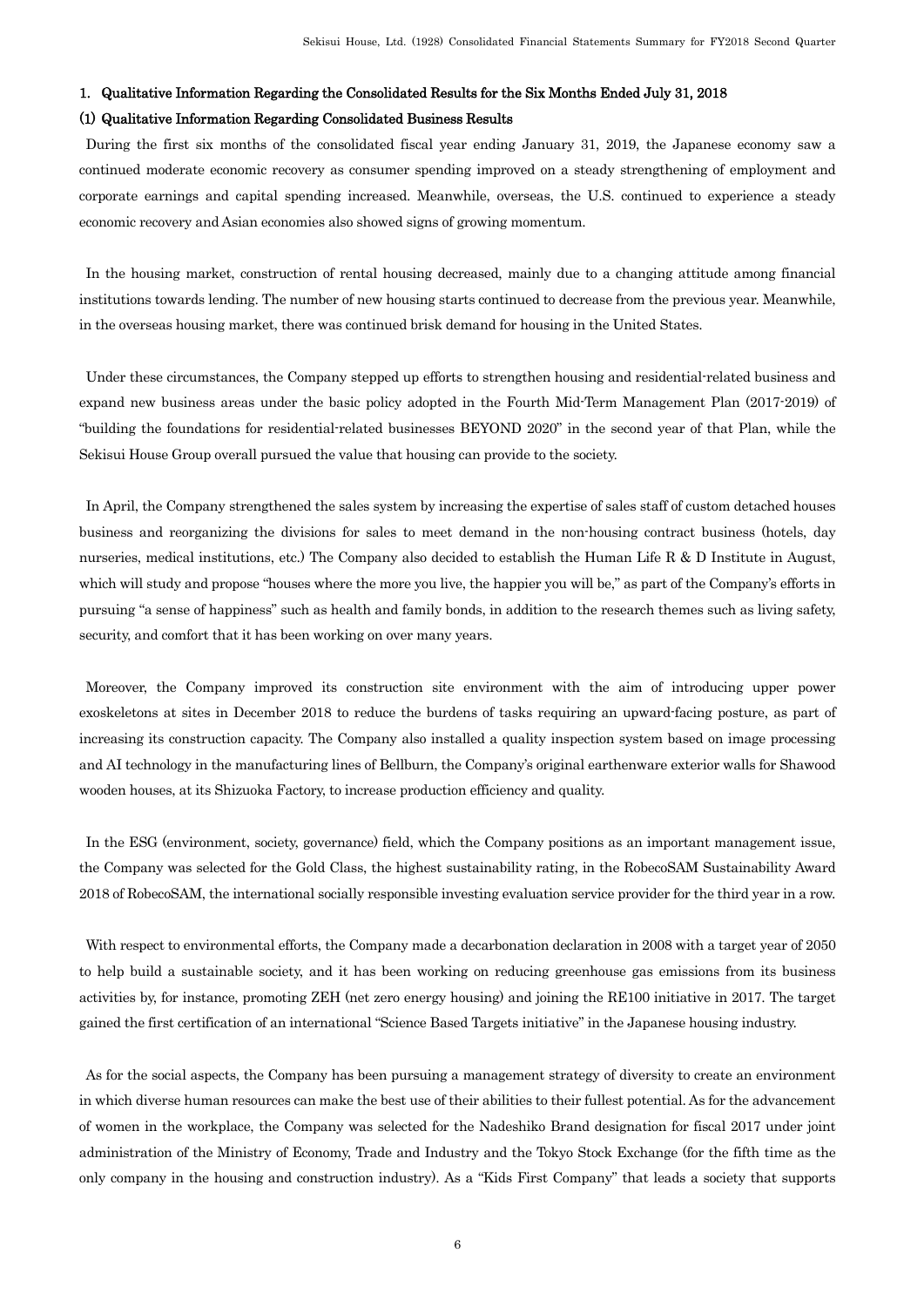## 1. Qualitative Information Regarding the Consolidated Results for the Six Months Ended July 31, 2018

### (1) Qualitative Information Regarding Consolidated Business Results

During the first six months of the consolidated fiscal year ending January 31, 2019, the Japanese economy saw a continued moderate economic recovery as consumer spending improved on a steady strengthening of employment and corporate earnings and capital spending increased. Meanwhile, overseas, the U.S. continued to experience a steady economic recovery and Asian economies also showed signs of growing momentum.

In the housing market, construction of rental housing decreased, mainly due to a changing attitude among financial institutions towards lending. The number of new housing starts continued to decrease from the previous year. Meanwhile, in the overseas housing market, there was continued brisk demand for housing in the United States.

Under these circumstances, the Company stepped up efforts to strengthen housing and residential-related business and expand new business areas under the basic policy adopted in the Fourth Mid-Term Management Plan (2017-2019) of "building the foundations for residential-related businesses BEYOND 2020" in the second year of that Plan, while the Sekisui House Group overall pursued the value that housing can provide to the society.

In April, the Company strengthened the sales system by increasing the expertise of sales staff of custom detached houses business and reorganizing the divisions for sales to meet demand in the non-housing contract business (hotels, day nurseries, medical institutions, etc.) The Company also decided to establish the Human Life R & D Institute in August, which will study and propose "houses where the more you live, the happier you will be," as part of the Company's efforts in pursuing "a sense of happiness" such as health and family bonds, in addition to the research themes such as living safety, security, and comfort that it has been working on over many years.

Moreover, the Company improved its construction site environment with the aim of introducing upper power exoskeletons at sites in December 2018 to reduce the burdens of tasks requiring an upward-facing posture, as part of increasing its construction capacity. The Company also installed a quality inspection system based on image processing and AI technology in the manufacturing lines of Bellburn, the Company's original earthenware exterior walls for Shawood wooden houses, at its Shizuoka Factory, to increase production efficiency and quality.

In the ESG (environment, society, governance) field, which the Company positions as an important management issue, the Company was selected for the Gold Class, the highest sustainability rating, in the RobecoSAM Sustainability Award 2018 of RobecoSAM, the international socially responsible investing evaluation service provider for the third year in a row.

With respect to environmental efforts, the Company made a decarbonation declaration in 2008 with a target year of 2050 to help build a sustainable society, and it has been working on reducing greenhouse gas emissions from its business activities by, for instance, promoting ZEH (net zero energy housing) and joining the RE100 initiative in 2017. The target gained the first certification of an international "Science Based Targets initiative" in the Japanese housing industry.

As for the social aspects, the Company has been pursuing a management strategy of diversity to create an environment in which diverse human resources can make the best use of their abilities to their fullest potential. As for the advancement of women in the workplace, the Company was selected for the Nadeshiko Brand designation for fiscal 2017 under joint administration of the Ministry of Economy, Trade and Industry and the Tokyo Stock Exchange (for the fifth time as the only company in the housing and construction industry). As a "Kids First Company" that leads a society that supports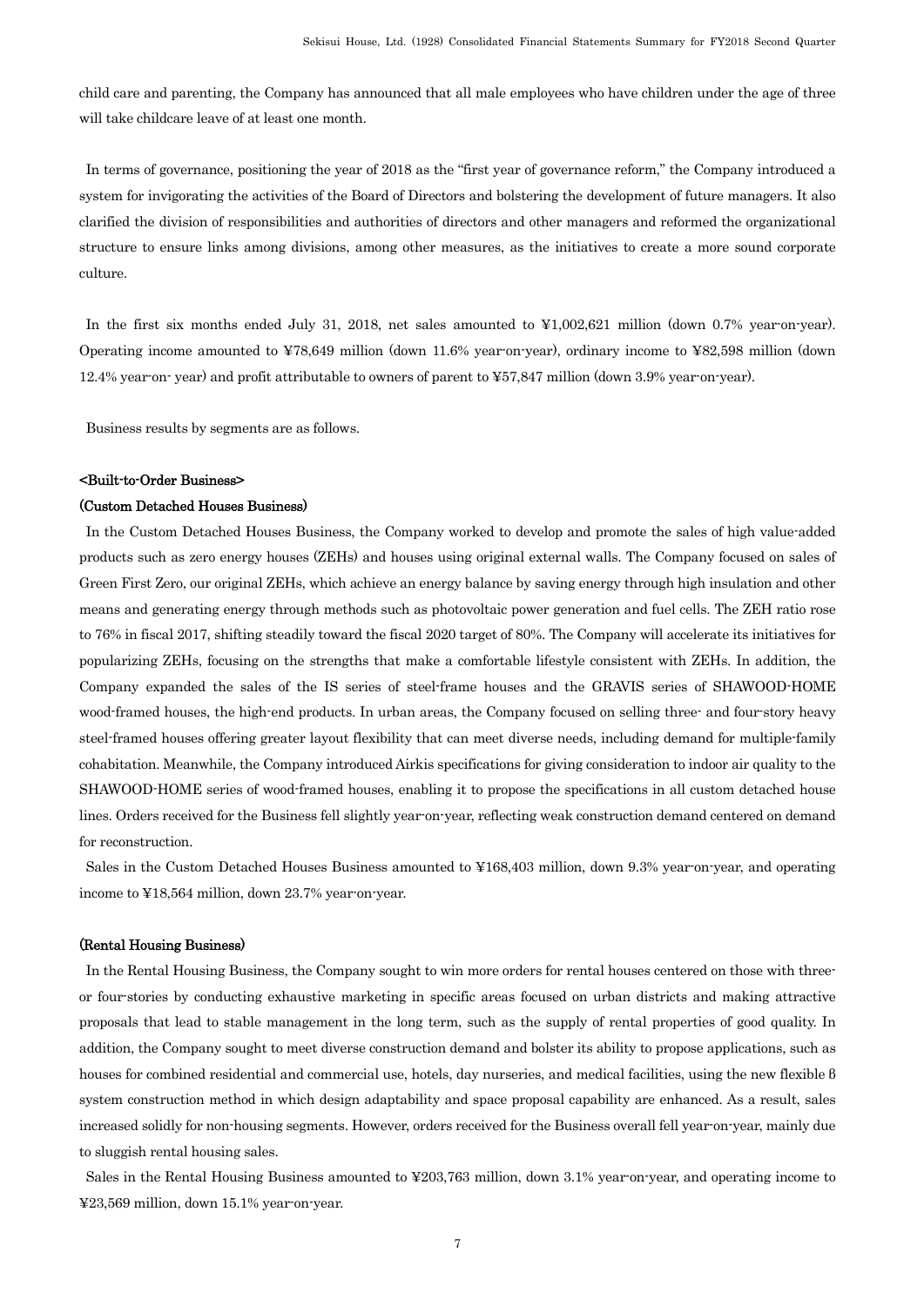child care and parenting, the Company has announced that all male employees who have children under the age of three will take childcare leave of at least one month.

In terms of governance, positioning the year of 2018 as the "first year of governance reform," the Company introduced a system for invigorating the activities of the Board of Directors and bolstering the development of future managers. It also clarified the division of responsibilities and authorities of directors and other managers and reformed the organizational structure to ensure links among divisions, among other measures, as the initiatives to create a more sound corporate culture.

In the first six months ended July 31, 2018, net sales amounted to ¥1,002,621 million (down 0.7% year-on-year). Operating income amounted to ¥78,649 million (down 11.6% year-on-year), ordinary income to ¥82,598 million (down 12.4% year-on- year) and profit attributable to owners of parent to ¥57,847 million (down 3.9% year-on-year).

Business results by segments are as follows.

**<Built-to-Order Business>**

**(Custom Detached Houses Business)**

In the Custom Detached Houses Business, the Company worked to develop and promote the sales of high value-added products such as zero energy houses (ZEHs) and houses using original external walls. The Company focused on sales of Green First Zero, our original ZEHs, which achieve an energy balance by saving energy through high insulation and other means and generating energy through methods such as photovoltaic power generation and fuel cells. The ZEH ratio rose to 76% in fiscal 2017, shifting steadily toward the fiscal 2020 target of 80%. The Company will accelerate its initiatives for popularizing ZEHs, focusing on the strengths that make a comfortable lifestyle consistent with ZEHs. In addition, the Company expanded the sales of the IS series of steel-frame houses and the GRAVIS series of SHAWOOD-HOME wood-framed houses, the high-end products. In urban areas, the Company focused on selling three- and four-story heavy steel-framed houses offering greater layout flexibility that can meet diverse needs, including demand for multiple-family cohabitation. Meanwhile, the Company introduced Airkis specifications for giving consideration to indoor air quality to the SHAWOOD-HOME series of wood-framed houses, enabling it to propose the specifications in all custom detached house lines. Orders received for the Business fell slightly year-on-year, reflecting weak construction demand centered on demand for reconstruction.

Sales in the Custom Detached Houses Business amounted to ¥168,403 million, down 9.3% year-on-year, and operating income to ¥18,564 million, down 23.7% year-on-year.

**(Rental Housing Business)**

In the Rental Housing Business, the Company sought to win more orders for rental houses centered on those with three- or four-stories by conducting exhaustive marketing in specific areas focused on urban districts and making attractive proposals that lead to stable management in the long term, such as the supply of rental properties of good quality. In addition, the Company sought to meet diverse construction demand and bolster its ability to propose applications, such as houses for combined residential and commercial use, hotels, day nurseries, and medical facilities, using the new flexible β system construction method in which design adaptability and space proposal capability are enhanced. As a result, sales increased solidly for non-housing segments. However, orders received for the Business overall fell year-on-year, mainly due to sluggish rental housing sales.

Sales in the Rental Housing Business amounted to ¥203,763 million, down 3.1% year-on-year, and operating income to ¥23,569 million, down 15.1% year-on-year.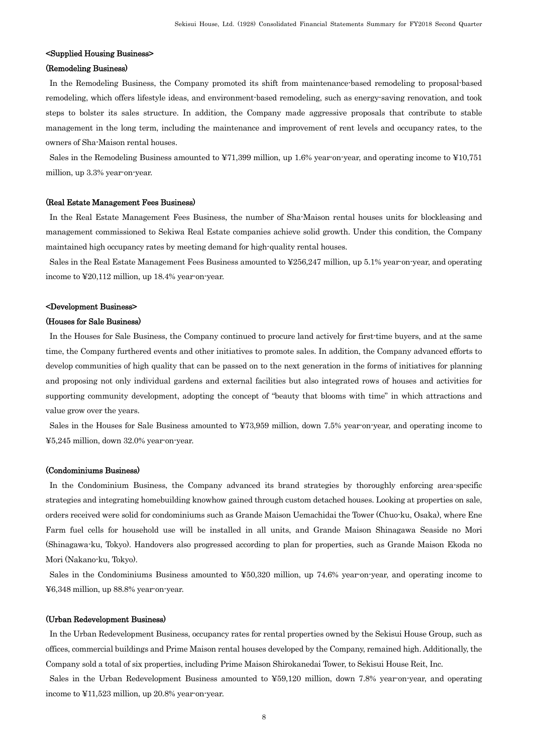**<Supplied Housing Business>**

**(Remodeling Business)**

In the Remodeling Business, the Company promoted its shift from maintenance-based remodeling to proposal-based remodeling, which offers lifestyle ideas, and environment-based remodeling, such as energy-saving renovation, and took steps to bolster its sales structure. In addition, the Company made aggressive proposals that contribute to stable management in the long term, including the maintenance and improvement of rent levels and occupancy rates, to the owners of Sha-Maison rental houses.

Sales in the Remodeling Business amounted to ¥71,399 million, up 1.6% year-on-year, and operating income to ¥10,751 million, up 3.3% year-on-year.

**(Real Estate Management Fees Business)**

In the Real Estate Management Fees Business, the number of Sha-Maison rental houses units for blockleasing and management commissioned to Sekiwa Real Estate companies achieve solid growth. Under this condition, the Company maintained high occupancy rates by meeting demand for high-quality rental houses.

Sales in the Real Estate Management Fees Business amounted to ¥256,247 million, up 5.1% year-on-year, and operating income to ¥20,112 million, up 18.4% year-on-year.

**<Development Business>**

**(Houses for Sale Business)**

In the Houses for Sale Business, the Company continued to procure land actively for first-time buyers, and at the same time, the Company furthered events and other initiatives to promote sales. In addition, the Company advanced efforts to develop communities of high quality that can be passed on to the next generation in the forms of initiatives for planning and proposing not only individual gardens and external facilities but also integrated rows of houses and activities for supporting community development, adopting the concept of "beauty that blooms with time" in which attractions and value grow over the years.

Sales in the Houses for Sale Business amounted to ¥73,959 million, down 7.5% year-on-year, and operating income to ¥5,245 million, down 32.0% year-on-year.

**(Condominiums Business)**

In the Condominium Business, the Company advanced its brand strategies by thoroughly enforcing area-specific strategies and integrating homebuilding knowhow gained through custom detached houses. Looking at properties on sale, orders received were solid for condominiums such as Grande Maison Uemachidai the Tower (Chuo-ku, Osaka), where Ene Farm fuel cells for household use will be installed in all units, and Grande Maison Shinagawa Seaside no Mori (Shinagawa-ku, Tokyo). Handovers also progressed according to plan for properties, such as Grande Maison Ekoda no Mori (Nakano-ku, Tokyo).

Sales in the Condominiums Business amounted to ¥50,320 million, up 74.6% year-on-year, and operating income to ¥6,348 million, up 88.8% year-on-year.

**(Urban Redevelopment Business)**

In the Urban Redevelopment Business, occupancy rates for rental properties owned by the Sekisui House Group, such as offices, commercial buildings and Prime Maison rental houses developed by the Company, remained high. Additionally, the Company sold a total of six properties, including Prime Maison Shirokanedai Tower, to Sekisui House Reit, Inc.

Sales in the Urban Redevelopment Business amounted to ¥59,120 million, down 7.8% year-on-year, and operating income to ¥11,523 million, up 20.8% year-on-year.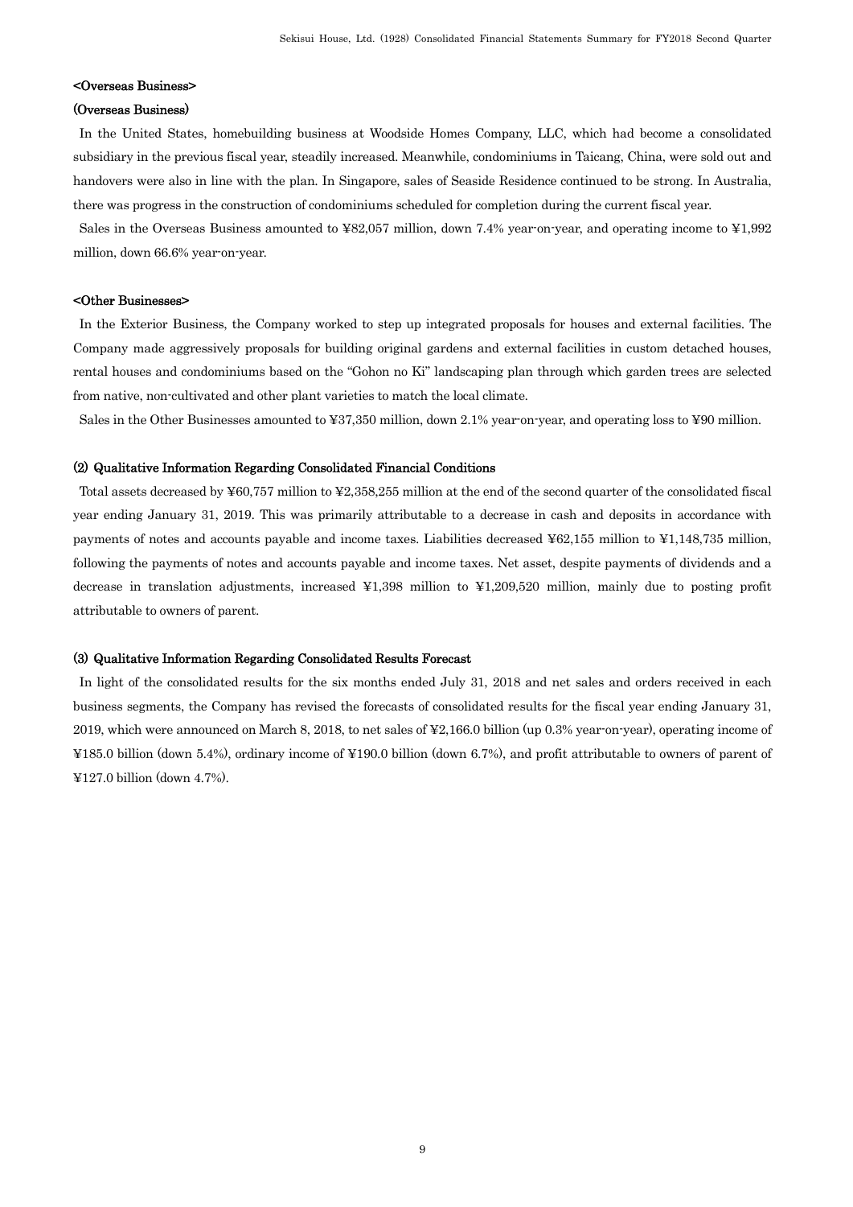### <Overseas Business>

#### (Overseas Business)

In the United States, homebuilding business at Woodside Homes Company, LLC, which had become a consolidated subsidiary in the previous fiscal year, steadily increased. Meanwhile, condominiums in Taicang, China, were sold out and handovers were also in line with the plan. In Singapore, sales of Seaside Residence continued to be strong. In Australia, there was progress in the construction of condominiums scheduled for completion during the current fiscal year.

Sales in the Overseas Business amounted to ¥82,057 million, down 7.4% year-on-year, and operating income to ¥1,992 million, down 66.6% year-on-year.

### <Other Businesses>

In the Exterior Business, the Company worked to step up integrated proposals for houses and external facilities. The Company made aggressively proposals for building original gardens and external facilities in custom detached houses, rental houses and condominiums based on the "Gohon no Ki" landscaping plan through which garden trees are selected from native, non-cultivated and other plant varieties to match the local climate.

Sales in the Other Businesses amounted to ¥37,350 million, down 2.1% year-on-year, and operating loss to ¥90 million.

### (2) Qualitative Information Regarding Consolidated Financial Conditions

Total assets decreased by ¥60,757 million to ¥2,358,255 million at the end of the second quarter of the consolidated fiscal year ending January 31, 2019. This was primarily attributable to a decrease in cash and deposits in accordance with payments of notes and accounts payable and income taxes. Liabilities decreased ¥62,155 million to ¥1,148,735 million, following the payments of notes and accounts payable and income taxes. Net asset, despite payments of dividends and a decrease in translation adjustments, increased ¥1,398 million to ¥1,209,520 million, mainly due to posting profit attributable to owners of parent.

### (3) Qualitative Information Regarding Consolidated Results Forecast

In light of the consolidated results for the six months ended July 31, 2018 and net sales and orders received in each business segments, the Company has revised the forecasts of consolidated results for the fiscal year ending January 31, 2019, which were announced on March 8, 2018, to net sales of ¥2,166.0 billion (up 0.3% year-on-year), operating income of ¥185.0 billion (down 5.4%), ordinary income of ¥190.0 billion (down 6.7%), and profit attributable to owners of parent of ¥127.0 billion (down 4.7%).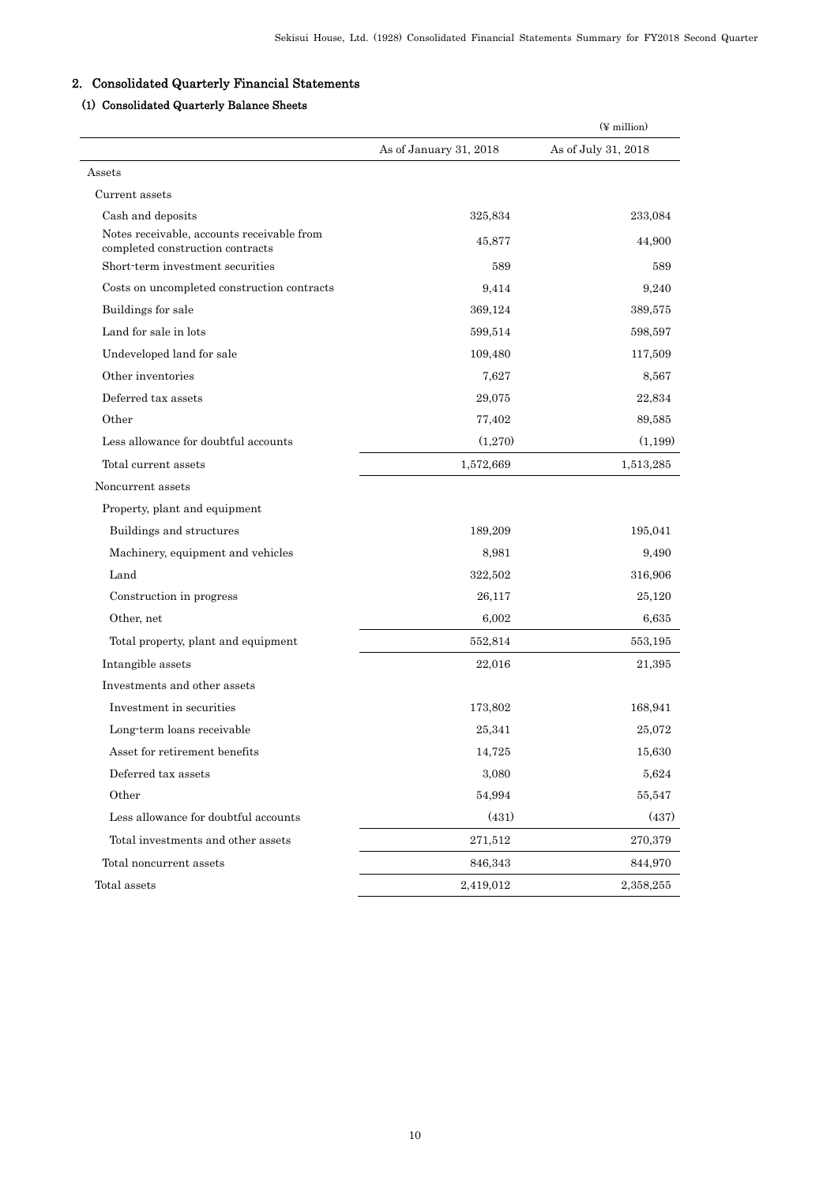## 2. Consolidated Quarterly Financial Statements

### (1) Consolidated Quarterly Balance Sheets

(¥ million)

| | As of January 31, 2018 | As of July 31, 2018 |
|---|---|---|
| Assets | | |
| Current assets | | |
| Cash and deposits | 325,834 | 233,084 |
| Notes receivable, accounts receivable from completed construction contracts | 45,877 | 44,900 |
| Short-term investment securities | 589 | 589 |
| Costs on uncompleted construction contracts | 9,414 | 9,240 |
| Buildings for sale | 369,124 | 389,575 |
| Land for sale in lots | 599,514 | 598,597 |
| Undeveloped land for sale | 109,480 | 117,509 |
| Other inventories | 7,627 | 8,567 |
| Deferred tax assets | 29,075 | 22,834 |
| Other | 77,402 | 89,585 |
| Less allowance for doubtful accounts | (1,270) | (1,199) |
| Total current assets | 1,572,669 | 1,513,285 |
| Noncurrent assets | | |
| Property, plant and equipment | | |
| Buildings and structures | 189,209 | 195,041 |
| Machinery, equipment and vehicles | 8,981 | 9,490 |
| Land | 322,502 | 316,906 |
| Construction in progress | 26,117 | 25,120 |
| Other, net | 6,002 | 6,635 |
| Total property, plant and equipment | 552,814 | 553,195 |
| Intangible assets | 22,016 | 21,395 |
| Investments and other assets | | |
| Investment in securities | 173,802 | 168,941 |
| Long-term loans receivable | 25,341 | 25,072 |
| Asset for retirement benefits | 14,725 | 15,630 |
| Deferred tax assets | 3,080 | 5,624 |
| Other | 54,994 | 55,547 |
| Less allowance for doubtful accounts | (431) | (437) |
| Total investments and other assets | 271,512 | 270,379 |
| Total noncurrent assets | 846,343 | 844,970 |
| Total assets | 2,419,012 | 2,358,255 |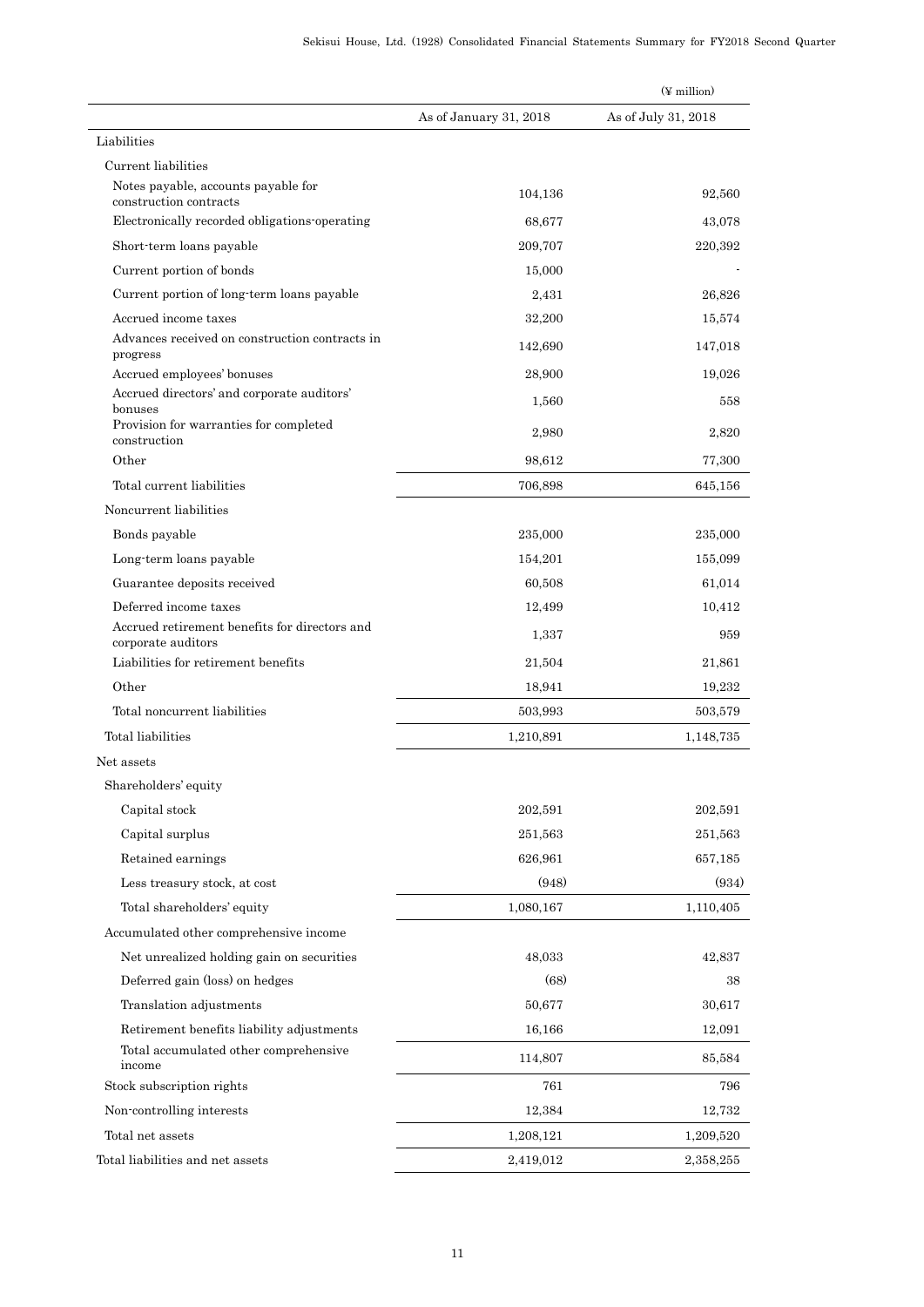(¥ million)

| | As of January 31, 2018 | As of July 31, 2018 |
|---|---|---|
| Liabilities | | |
| Current liabilities | | |
| Notes payable, accounts payable for construction contracts | 104,136 | 92,560 |
| Electronically recorded obligations-operating | 68,677 | 43,078 |
| Short-term loans payable | 209,707 | 220,392 |
| Current portion of bonds | 15,000 | - |
| Current portion of long-term loans payable | 2,431 | 26,826 |
| Accrued income taxes | 32,200 | 15,574 |
| Advances received on construction contracts in progress | 142,690 | 147,018 |
| Accrued employees' bonuses | 28,900 | 19,026 |
| Accrued directors' and corporate auditors' bonuses | 1,560 | 558 |
| Provision for warranties for completed construction | 2,980 | 2,820 |
| Other | 98,612 | 77,300 |
| Total current liabilities | 706,898 | 645,156 |
| Noncurrent liabilities | | |
| Bonds payable | 235,000 | 235,000 |
| Long-term loans payable | 154,201 | 155,099 |
| Guarantee deposits received | 60,508 | 61,014 |
| Deferred income taxes | 12,499 | 10,412 |
| Accrued retirement benefits for directors and corporate auditors | 1,337 | 959 |
| Liabilities for retirement benefits | 21,504 | 21,861 |
| Other | 18,941 | 19,232 |
| Total noncurrent liabilities | 503,993 | 503,579 |
| Total liabilities | 1,210,891 | 1,148,735 |
| Net assets | | |
| Shareholders' equity | | |
| Capital stock | 202,591 | 202,591 |
| Capital surplus | 251,563 | 251,563 |
| Retained earnings | 626,961 | 657,185 |
| Less treasury stock, at cost | (948) | (934) |
| Total shareholders' equity | 1,080,167 | 1,110,405 |
| Accumulated other comprehensive income | | |
| Net unrealized holding gain on securities | 48,033 | 42,837 |
| Deferred gain (loss) on hedges | (68) | 38 |
| Translation adjustments | 50,677 | 30,617 |
| Retirement benefits liability adjustments | 16,166 | 12,091 |
| Total accumulated other comprehensive income | 114,807 | 85,584 |
| Stock subscription rights | 761 | 796 |
| Non-controlling interests | 12,384 | 12,732 |
| Total net assets | 1,208,121 | 1,209,520 |
| Total liabilities and net assets | 2,419,012 | 2,358,255 |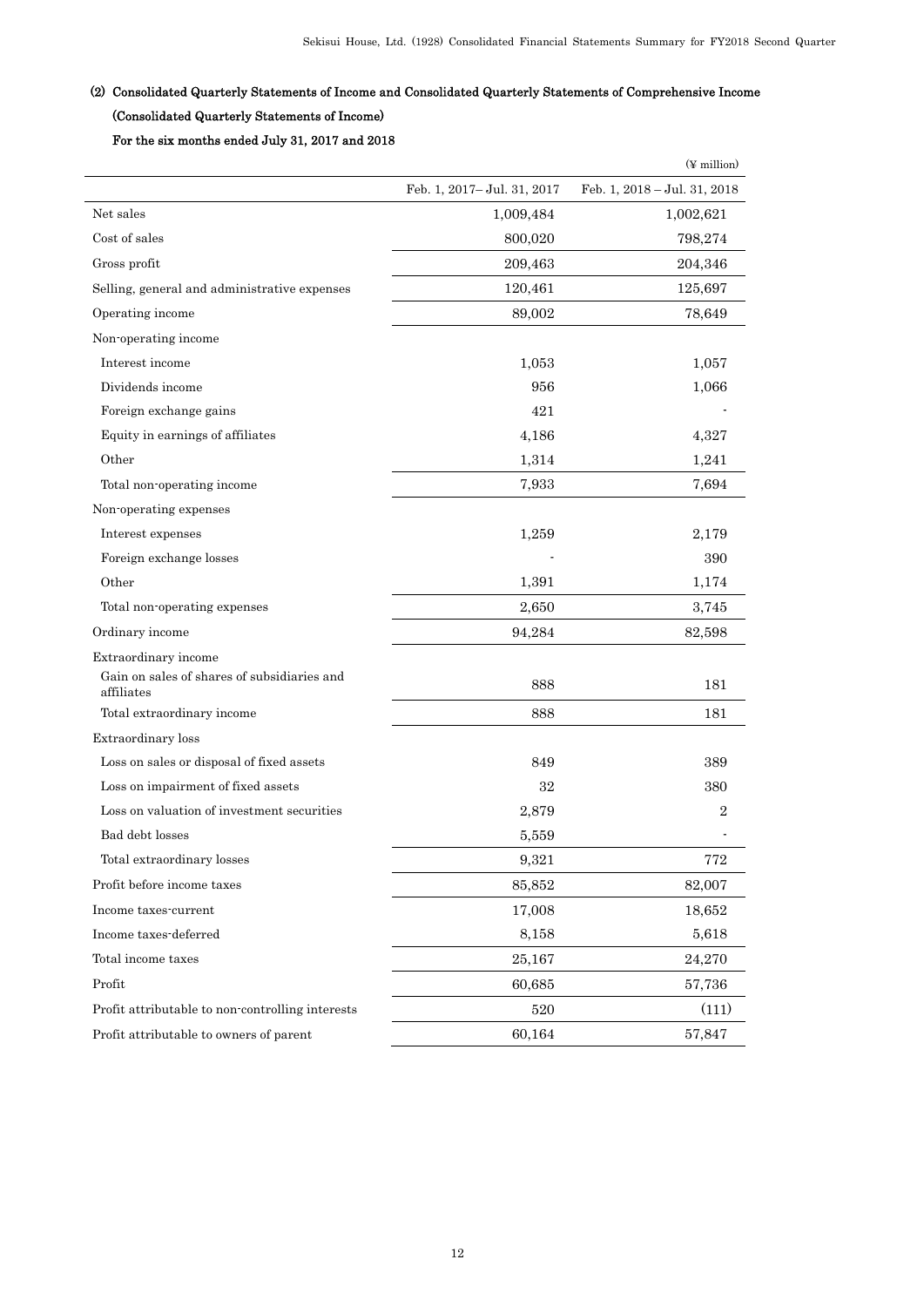## (2) Consolidated Quarterly Statements of Income and Consolidated Quarterly Statements of Comprehensive Income

### (Consolidated Quarterly Statements of Income)

### For the six months ended July 31, 2017 and 2018

(¥ million)

| | Feb. 1, 2017– Jul. 31, 2017 | Feb. 1, 2018 – Jul. 31, 2018 |
|---|---|---|
| Net sales | 1,009,484 | 1,002,621 |
| Cost of sales | 800,020 | 798,274 |
| Gross profit | 209,463 | 204,346 |
| Selling, general and administrative expenses | 120,461 | 125,697 |
| Operating income | 89,002 | 78,649 |
| Non-operating income | | |
| Interest income | 1,053 | 1,057 |
| Dividends income | 956 | 1,066 |
| Foreign exchange gains | 421 | - |
| Equity in earnings of affiliates | 4,186 | 4,327 |
| Other | 1,314 | 1,241 |
| Total non-operating income | 7,933 | 7,694 |
| Non-operating expenses | | |
| Interest expenses | 1,259 | 2,179 |
| Foreign exchange losses | - | 390 |
| Other | 1,391 | 1,174 |
| Total non-operating expenses | 2,650 | 3,745 |
| Ordinary income | 94,284 | 82,598 |
| Extraordinary income | | |
| Gain on sales of shares of subsidiaries and affiliates | 888 | 181 |
| Total extraordinary income | 888 | 181 |
| Extraordinary loss | | |
| Loss on sales or disposal of fixed assets | 849 | 389 |
| Loss on impairment of fixed assets | 32 | 380 |
| Loss on valuation of investment securities | 2,879 | 2 |
| Bad debt losses | 5,559 | - |
| Total extraordinary losses | 9,321 | 772 |
| Profit before income taxes | 85,852 | 82,007 |
| Income taxes-current | 17,008 | 18,652 |
| Income taxes-deferred | 8,158 | 5,618 |
| Total income taxes | 25,167 | 24,270 |
| Profit | 60,685 | 57,736 |
| Profit attributable to non-controlling interests | 520 | (111) |
| Profit attributable to owners of parent | 60,164 | 57,847 |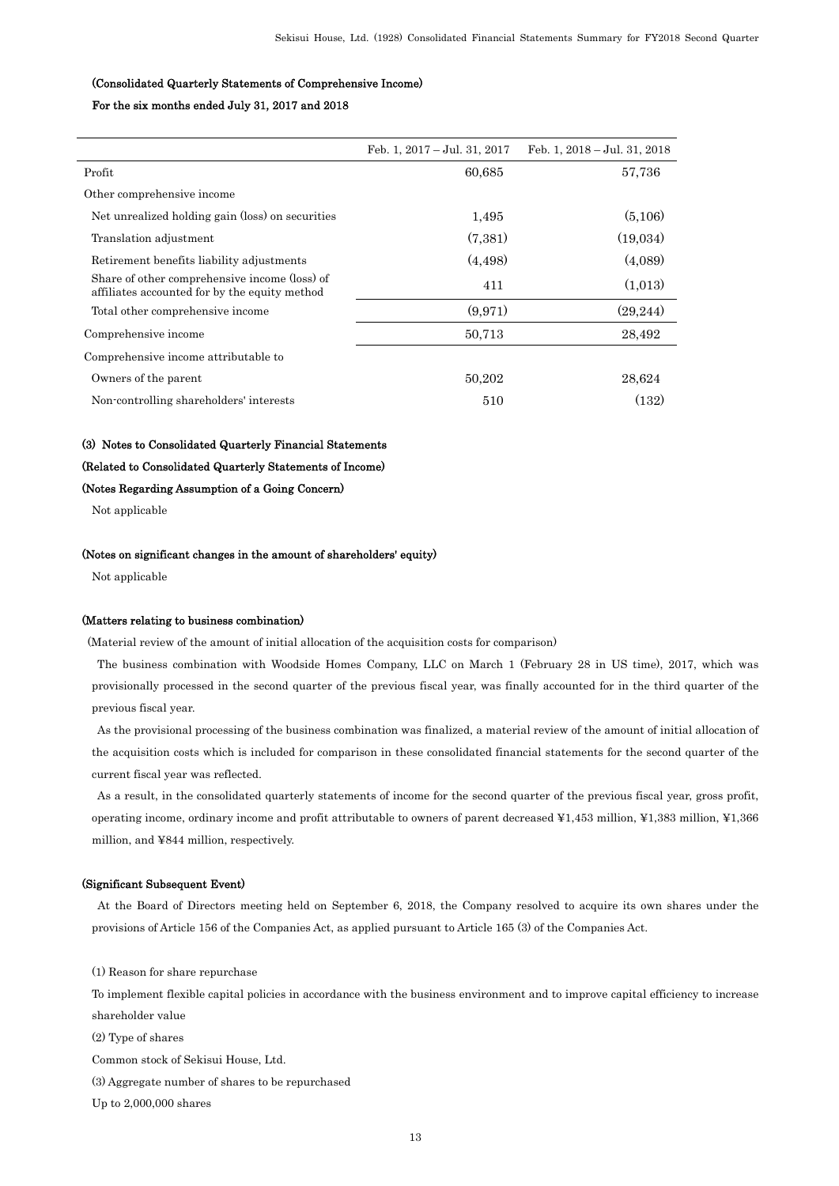**(Consolidated Quarterly Statements of Comprehensive Income)**

**For the six months ended July 31, 2017 and 2018**

| | Feb. 1, 2017 – Jul. 31, 2017 | Feb. 1, 2018 – Jul. 31, 2018 |
|---|---|---|
| Profit | 60,685 | 57,736 |
| Other comprehensive income | | |
| Net unrealized holding gain (loss) on securities | 1,495 | (5,106) |
| Translation adjustment | (7,381) | (19,034) |
| Retirement benefits liability adjustments | (4,498) | (4,089) |
| Share of other comprehensive income (loss) of affiliates accounted for by the equity method | 411 | (1,013) |
| Total other comprehensive income | (9,971) | (29,244) |
| Comprehensive income | 50,713 | 28,492 |
| Comprehensive income attributable to | | |
| Owners of the parent | 50,202 | 28,624 |
| Non-controlling shareholders' interests | 510 | (132) |

**(3) Notes to Consolidated Quarterly Financial Statements**

**(Related to Consolidated Quarterly Statements of Income)**

**(Notes Regarding Assumption of a Going Concern)**

Not applicable

**(Notes on significant changes in the amount of shareholders' equity)**

Not applicable

**(Matters relating to business combination)**

(Material review of the amount of initial allocation of the acquisition costs for comparison)

The business combination with Woodside Homes Company, LLC on March 1 (February 28 in US time), 2017, which was provisionally processed in the second quarter of the previous fiscal year, was finally accounted for in the third quarter of the previous fiscal year.

As the provisional processing of the business combination was finalized, a material review of the amount of initial allocation of the acquisition costs which is included for comparison in these consolidated financial statements for the second quarter of the current fiscal year was reflected.

As a result, in the consolidated quarterly statements of income for the second quarter of the previous fiscal year, gross profit, operating income, ordinary income and profit attributable to owners of parent decreased ¥1,453 million, ¥1,383 million, ¥1,366 million, and ¥844 million, respectively.

**(Significant Subsequent Event)**

At the Board of Directors meeting held on September 6, 2018, the Company resolved to acquire its own shares under the provisions of Article 156 of the Companies Act, as applied pursuant to Article 165 (3) of the Companies Act.

(1) Reason for share repurchase

To implement flexible capital policies in accordance with the business environment and to improve capital efficiency to increase shareholder value

(2) Type of shares

Common stock of Sekisui House, Ltd.

(3) Aggregate number of shares to be repurchased

Up to 2,000,000 shares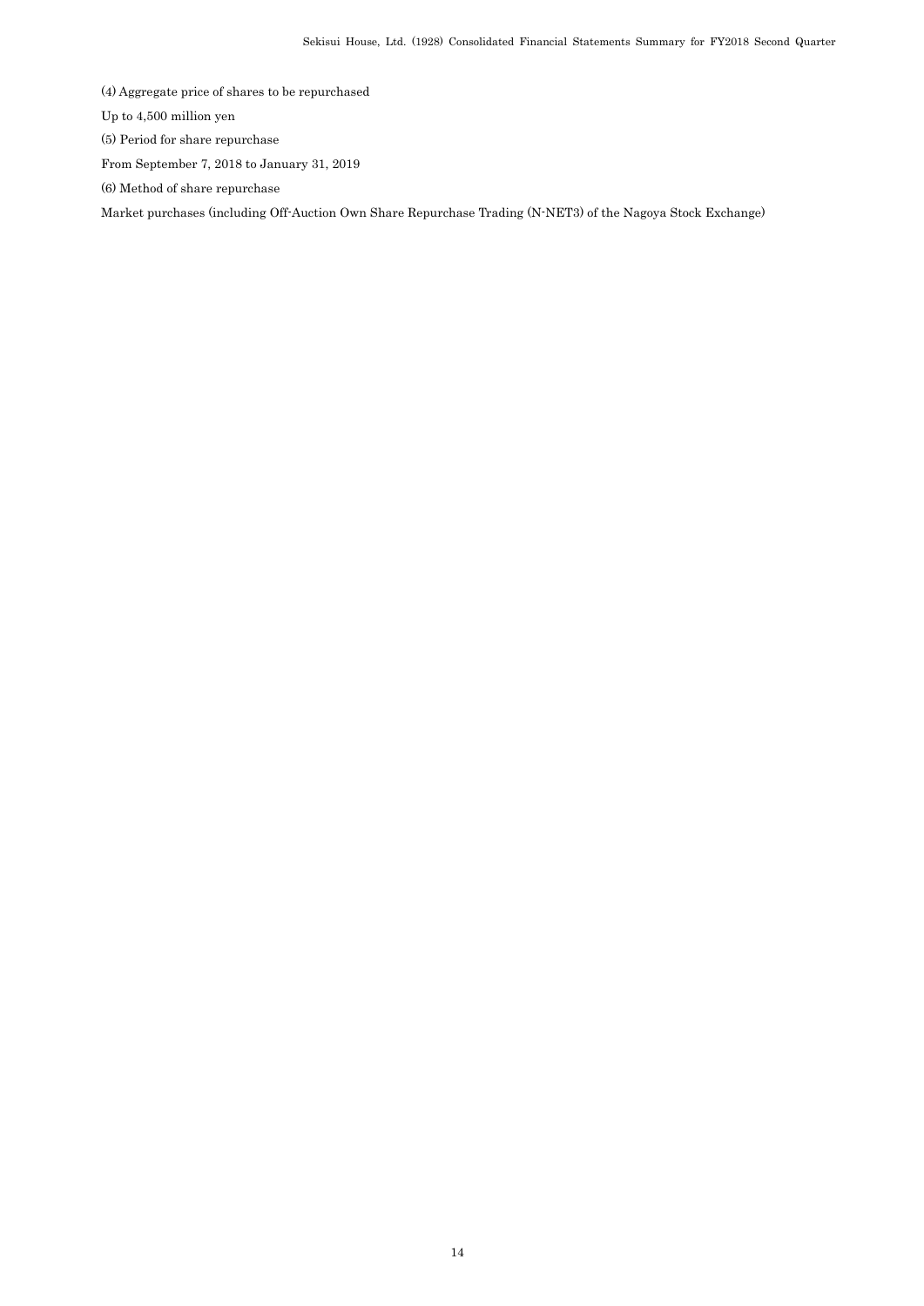(4) Aggregate price of shares to be repurchased

Up to 4,500 million yen

(5) Period for share repurchase

From September 7, 2018 to January 31, 2019

(6) Method of share repurchase

Market purchases (including Off-Auction Own Share Repurchase Trading (N-NET3) of the Nagoya Stock Exchange)